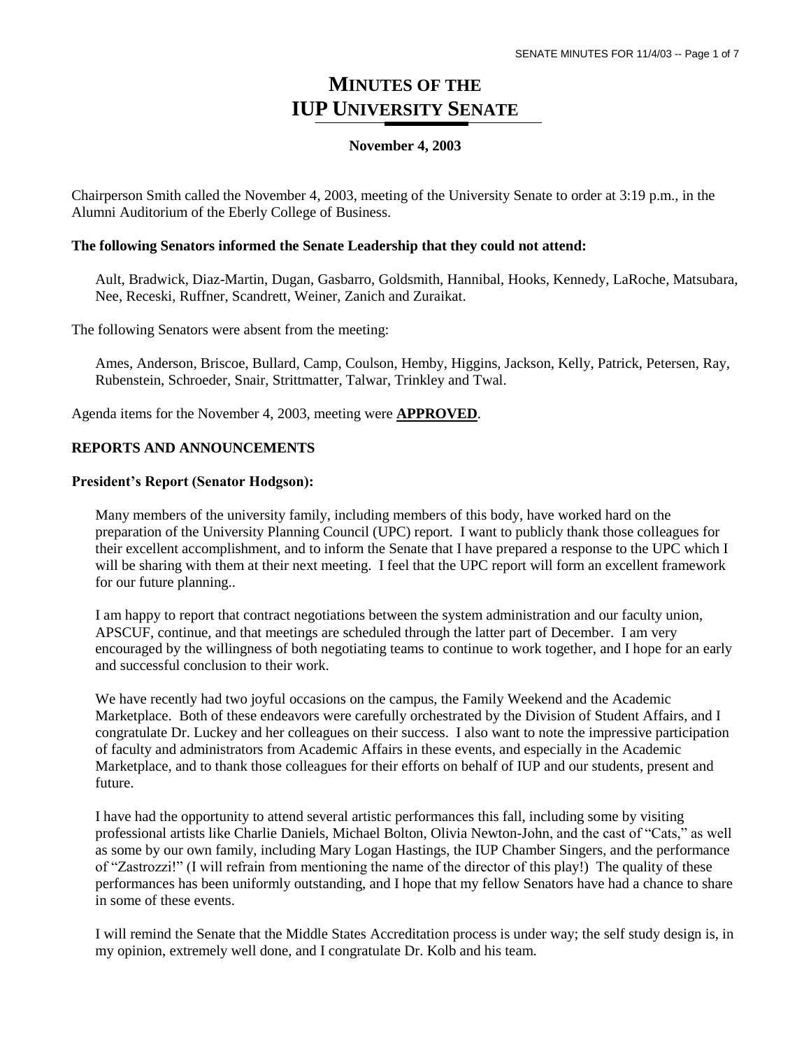# MINUTES OF THE IUP UNIVERSITY SENATE

**November 4, 2003**

Chairperson Smith called the November 4, 2003, meeting of the University Senate to order at 3:19 p.m., in the Alumni Auditorium of the Eberly College of Business.

**The following Senators informed the Senate Leadership that they could not attend:**

Ault, Bradwick, Diaz-Martin, Dugan, Gasbarro, Goldsmith, Hannibal, Hooks, Kennedy, LaRoche, Matsubara, Nee, Receski, Ruffner, Scandrett, Weiner, Zanich and Zuraikat.

The following Senators were absent from the meeting:

Ames, Anderson, Briscoe, Bullard, Camp, Coulson, Hemby, Higgins, Jackson, Kelly, Patrick, Petersen, Ray, Rubenstein, Schroeder, Snair, Strittmatter, Talwar, Trinkley and Twal.

Agenda items for the November 4, 2003, meeting were **APPROVED**.

## REPORTS AND ANNOUNCEMENTS

### President's Report (Senator Hodgson):

Many members of the university family, including members of this body, have worked hard on the preparation of the University Planning Council (UPC) report. I want to publicly thank those colleagues for their excellent accomplishment, and to inform the Senate that I have prepared a response to the UPC which I will be sharing with them at their next meeting. I feel that the UPC report will form an excellent framework for our future planning..

I am happy to report that contract negotiations between the system administration and our faculty union, APSCUF, continue, and that meetings are scheduled through the latter part of December. I am very encouraged by the willingness of both negotiating teams to continue to work together, and I hope for an early and successful conclusion to their work.

We have recently had two joyful occasions on the campus, the Family Weekend and the Academic Marketplace. Both of these endeavors were carefully orchestrated by the Division of Student Affairs, and I congratulate Dr. Luckey and her colleagues on their success. I also want to note the impressive participation of faculty and administrators from Academic Affairs in these events, and especially in the Academic Marketplace, and to thank those colleagues for their efforts on behalf of IUP and our students, present and future.

I have had the opportunity to attend several artistic performances this fall, including some by visiting professional artists like Charlie Daniels, Michael Bolton, Olivia Newton-John, and the cast of "Cats," as well as some by our own family, including Mary Logan Hastings, the IUP Chamber Singers, and the performance of "Zastrozzi!" (I will refrain from mentioning the name of the director of this play!) The quality of these performances has been uniformly outstanding, and I hope that my fellow Senators have had a chance to share in some of these events.

I will remind the Senate that the Middle States Accreditation process is under way; the self study design is, in my opinion, extremely well done, and I congratulate Dr. Kolb and his team.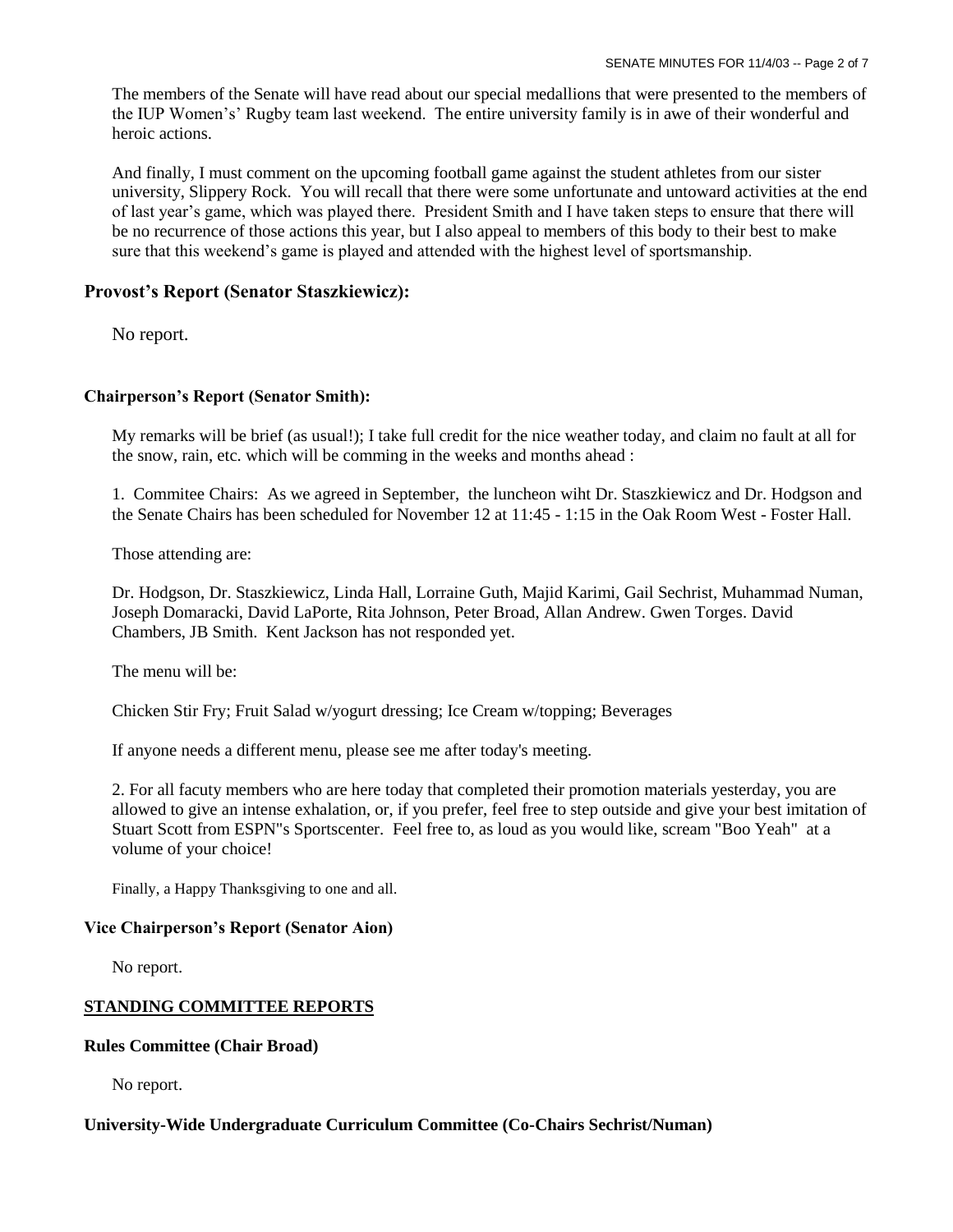The members of the Senate will have read about our special medallions that were presented to the members of the IUP Women's' Rugby team last weekend. The entire university family is in awe of their wonderful and heroic actions.

And finally, I must comment on the upcoming football game against the student athletes from our sister university, Slippery Rock. You will recall that there were some unfortunate and untoward activities at the end of last year's game, which was played there. President Smith and I have taken steps to ensure that there will be no recurrence of those actions this year, but I also appeal to members of this body to their best to make sure that this weekend's game is played and attended with the highest level of sportsmanship.

## Provost's Report (Senator Staszkiewicz):

No report.

### Chairperson's Report (Senator Smith):

My remarks will be brief (as usual!); I take full credit for the nice weather today, and claim no fault at all for the snow, rain, etc. which will be comming in the weeks and months ahead :

1. Commitee Chairs: As we agreed in September, the luncheon wiht Dr. Staszkiewicz and Dr. Hodgson and the Senate Chairs has been scheduled for November 12 at 11:45 - 1:15 in the Oak Room West - Foster Hall.

Those attending are:

Dr. Hodgson, Dr. Staszkiewicz, Linda Hall, Lorraine Guth, Majid Karimi, Gail Sechrist, Muhammad Numan, Joseph Domaracki, David LaPorte, Rita Johnson, Peter Broad, Allan Andrew. Gwen Torges. David Chambers, JB Smith. Kent Jackson has not responded yet.

The menu will be:

Chicken Stir Fry; Fruit Salad w/yogurt dressing; Ice Cream w/topping; Beverages

If anyone needs a different menu, please see me after today's meeting.

2. For all facuty members who are here today that completed their promotion materials yesterday, you are allowed to give an intense exhalation, or, if you prefer, feel free to step outside and give your best imitation of Stuart Scott from ESPN"s Sportscenter. Feel free to, as loud as you would like, scream "Boo Yeah" at a volume of your choice!

Finally, a Happy Thanksgiving to one and all.

### Vice Chairperson's Report (Senator Aion)

No report.

### STANDING COMMITTEE REPORTS

### Rules Committee (Chair Broad)

No report.

### University-Wide Undergraduate Curriculum Committee (Co-Chairs Sechrist/Numan)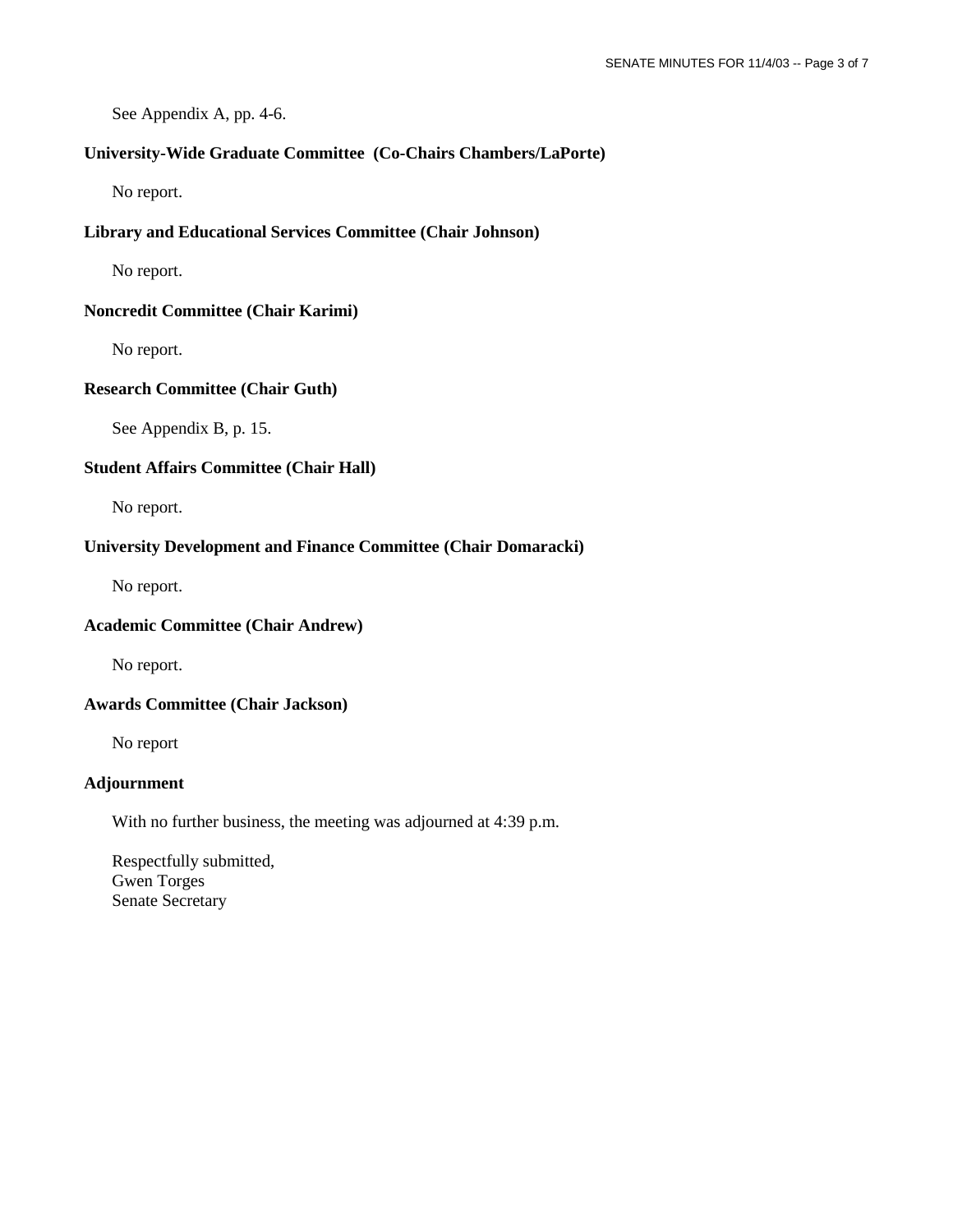See Appendix A, pp. 4-6.

**University-Wide Graduate Committee (Co-Chairs Chambers/LaPorte)**

No report.

**Library and Educational Services Committee (Chair Johnson)**

No report.

**Noncredit Committee (Chair Karimi)**

No report.

**Research Committee (Chair Guth)**

See Appendix B, p. 15.

**Student Affairs Committee (Chair Hall)**

No report.

**University Development and Finance Committee (Chair Domaracki)**

No report.

**Academic Committee (Chair Andrew)**

No report.

**Awards Committee (Chair Jackson)**

No report

**Adjournment**

With no further business, the meeting was adjourned at 4:39 p.m.

Respectfully submitted,
Gwen Torges
Senate Secretary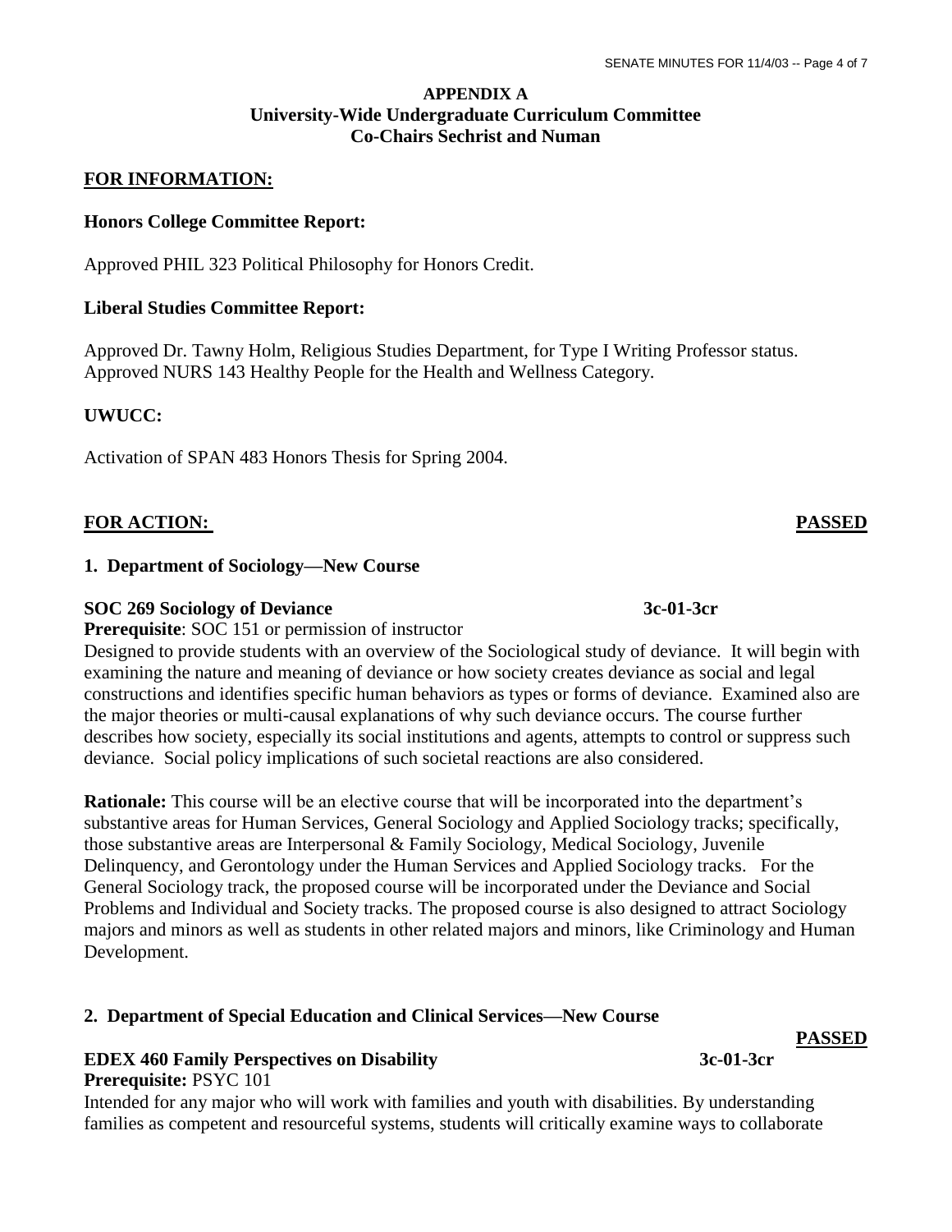**APPENDIX A**
**University-Wide Undergraduate Curriculum Committee**
**Co-Chairs Sechrist and Numan**

**FOR INFORMATION:**

**Honors College Committee Report:**

Approved PHIL 323 Political Philosophy for Honors Credit.

**Liberal Studies Committee Report:**

Approved Dr. Tawny Holm, Religious Studies Department, for Type I Writing Professor status.
Approved NURS 143 Healthy People for the Health and Wellness Category.

**UWUCC:**

Activation of SPAN 483 Honors Thesis for Spring 2004.

**FOR ACTION:** **PASSED**

**1. Department of Sociology—New Course**

**SOC 269 Sociology of Deviance** **3c-01-3cr**

**Prerequisite**: SOC 151 or permission of instructor

Designed to provide students with an overview of the Sociological study of deviance. It will begin with examining the nature and meaning of deviance or how society creates deviance as social and legal constructions and identifies specific human behaviors as types or forms of deviance. Examined also are the major theories or multi-causal explanations of why such deviance occurs. The course further describes how society, especially its social institutions and agents, attempts to control or suppress such deviance. Social policy implications of such societal reactions are also considered.

**Rationale:** This course will be an elective course that will be incorporated into the department's substantive areas for Human Services, General Sociology and Applied Sociology tracks; specifically, those substantive areas are Interpersonal & Family Sociology, Medical Sociology, Juvenile Delinquency, and Gerontology under the Human Services and Applied Sociology tracks. For the General Sociology track, the proposed course will be incorporated under the Deviance and Social Problems and Individual and Society tracks. The proposed course is also designed to attract Sociology majors and minors as well as students in other related majors and minors, like Criminology and Human Development.

**2. Department of Special Education and Clinical Services—New Course**

**PASSED**

**EDEX 460 Family Perspectives on Disability** **3c-01-3cr**

**Prerequisite:** PSYC 101

Intended for any major who will work with families and youth with disabilities. By understanding families as competent and resourceful systems, students will critically examine ways to collaborate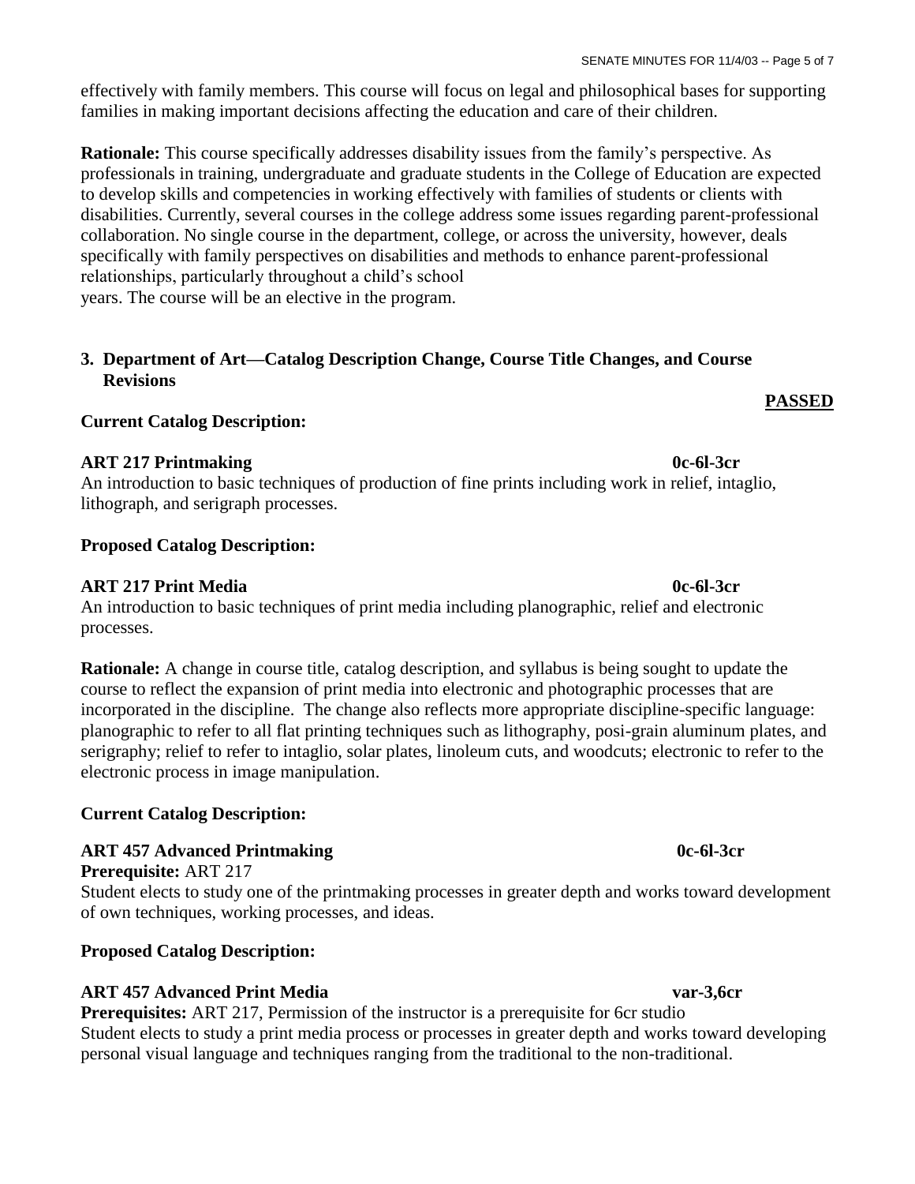effectively with family members. This course will focus on legal and philosophical bases for supporting families in making important decisions affecting the education and care of their children.

**Rationale:** This course specifically addresses disability issues from the family's perspective. As professionals in training, undergraduate and graduate students in the College of Education are expected to develop skills and competencies in working effectively with families of students or clients with disabilities. Currently, several courses in the college address some issues regarding parent-professional collaboration. No single course in the department, college, or across the university, however, deals specifically with family perspectives on disabilities and methods to enhance parent-professional relationships, particularly throughout a child's school years. The course will be an elective in the program.

### 3. Department of Art—Catalog Description Change, Course Title Changes, and Course Revisions

**PASSED**

**Current Catalog Description:**

**ART 217 Printmaking** **0c-6l-3cr**
An introduction to basic techniques of production of fine prints including work in relief, intaglio, lithograph, and serigraph processes.

**Proposed Catalog Description:**

**ART 217 Print Media** **0c-6l-3cr**
An introduction to basic techniques of print media including planographic, relief and electronic processes.

**Rationale:** A change in course title, catalog description, and syllabus is being sought to update the course to reflect the expansion of print media into electronic and photographic processes that are incorporated in the discipline. The change also reflects more appropriate discipline-specific language: planographic to refer to all flat printing techniques such as lithography, posi-grain aluminum plates, and serigraphy; relief to refer to intaglio, solar plates, linoleum cuts, and woodcuts; electronic to refer to the electronic process in image manipulation.

**Current Catalog Description:**

**ART 457 Advanced Printmaking** **0c-6l-3cr**
**Prerequisite:** ART 217
Student elects to study one of the printmaking processes in greater depth and works toward development of own techniques, working processes, and ideas.

**Proposed Catalog Description:**

**ART 457 Advanced Print Media** **var-3,6cr**
**Prerequisites:** ART 217, Permission of the instructor is a prerequisite for 6cr studio
Student elects to study a print media process or processes in greater depth and works toward developing personal visual language and techniques ranging from the traditional to the non-traditional.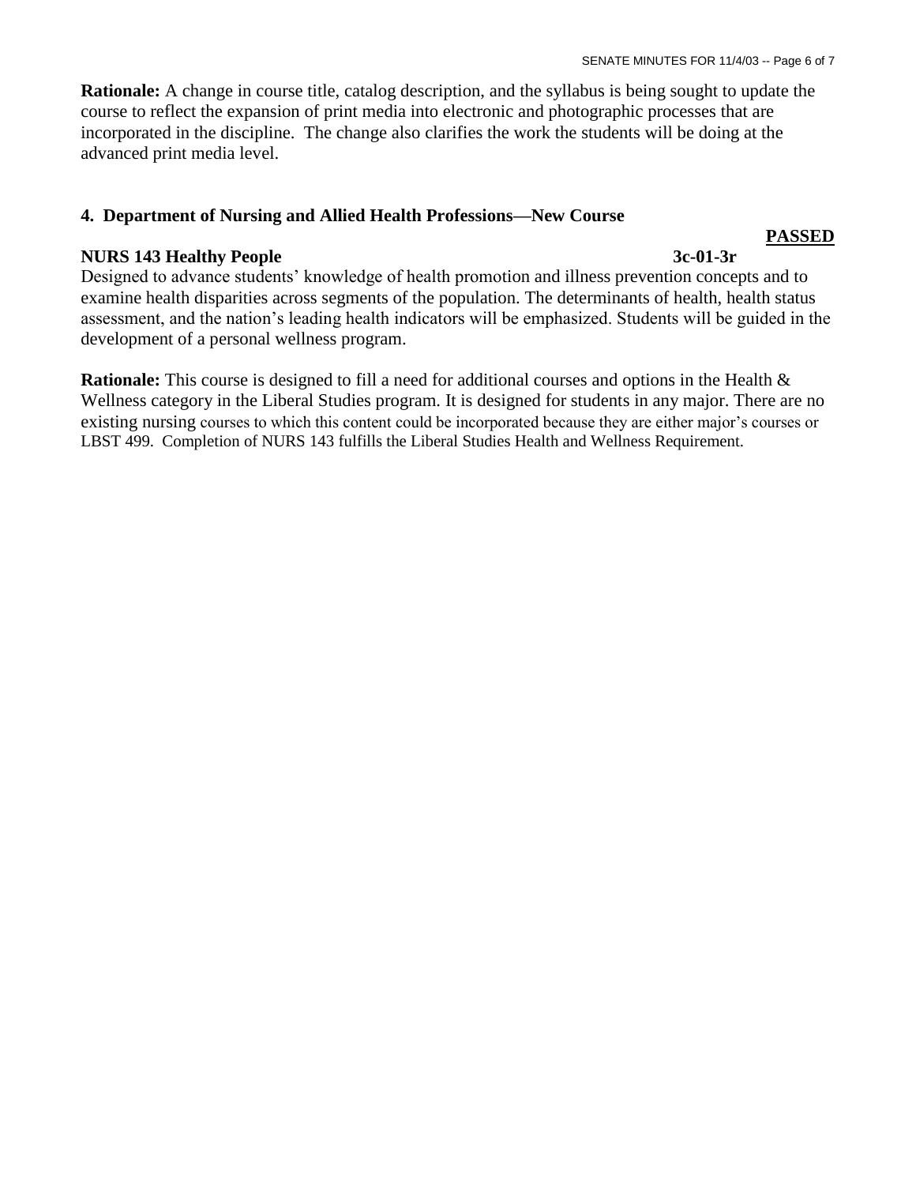**Rationale:** A change in course title, catalog description, and the syllabus is being sought to update the course to reflect the expansion of print media into electronic and photographic processes that are incorporated in the discipline. The change also clarifies the work the students will be doing at the advanced print media level.

### 4. Department of Nursing and Allied Health Professions—New Course

**PASSED**

**NURS 143 Healthy People** **3c-01-3r**

Designed to advance students' knowledge of health promotion and illness prevention concepts and to examine health disparities across segments of the population. The determinants of health, health status assessment, and the nation's leading health indicators will be emphasized. Students will be guided in the development of a personal wellness program.

**Rationale:** This course is designed to fill a need for additional courses and options in the Health & Wellness category in the Liberal Studies program. It is designed for students in any major. There are no existing nursing courses to which this content could be incorporated because they are either major's courses or LBST 499. Completion of NURS 143 fulfills the Liberal Studies Health and Wellness Requirement.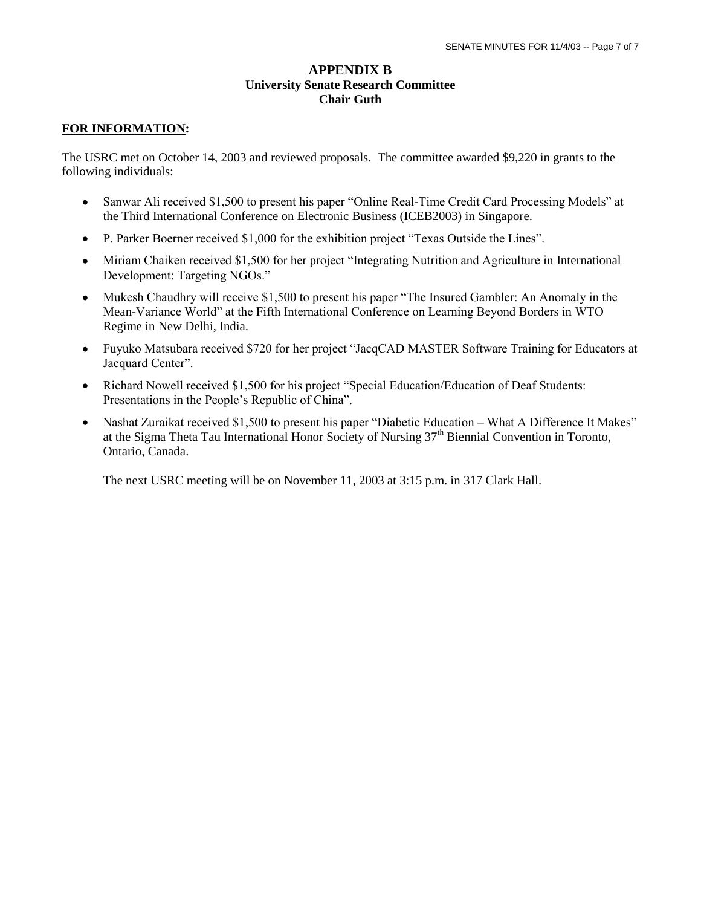# APPENDIX B

## University Senate Research Committee

## Chair Guth

**FOR INFORMATION:**

The USRC met on October 14, 2003 and reviewed proposals. The committee awarded $9,220 in grants to the following individuals:

- Sanwar Ali received $1,500 to present his paper "Online Real-Time Credit Card Processing Models" at the Third International Conference on Electronic Business (ICEB2003) in Singapore.
- P. Parker Boerner received $1,000 for the exhibition project "Texas Outside the Lines".
- Miriam Chaiken received $1,500 for her project "Integrating Nutrition and Agriculture in International Development: Targeting NGOs."
- Mukesh Chaudhry will receive $1,500 to present his paper "The Insured Gambler: An Anomaly in the Mean-Variance World" at the Fifth International Conference on Learning Beyond Borders in WTO Regime in New Delhi, India.
- Fuyuko Matsubara received $720 for her project "JacqCAD MASTER Software Training for Educators at Jacquard Center".
- Richard Nowell received $1,500 for his project "Special Education/Education of Deaf Students: Presentations in the People's Republic of China".
- Nashat Zuraikat received $1,500 to present his paper "Diabetic Education – What A Difference It Makes" at the Sigma Theta Tau International Honor Society of Nursing 37th Biennial Convention in Toronto, Ontario, Canada.

The next USRC meeting will be on November 11, 2003 at 3:15 p.m. in 317 Clark Hall.